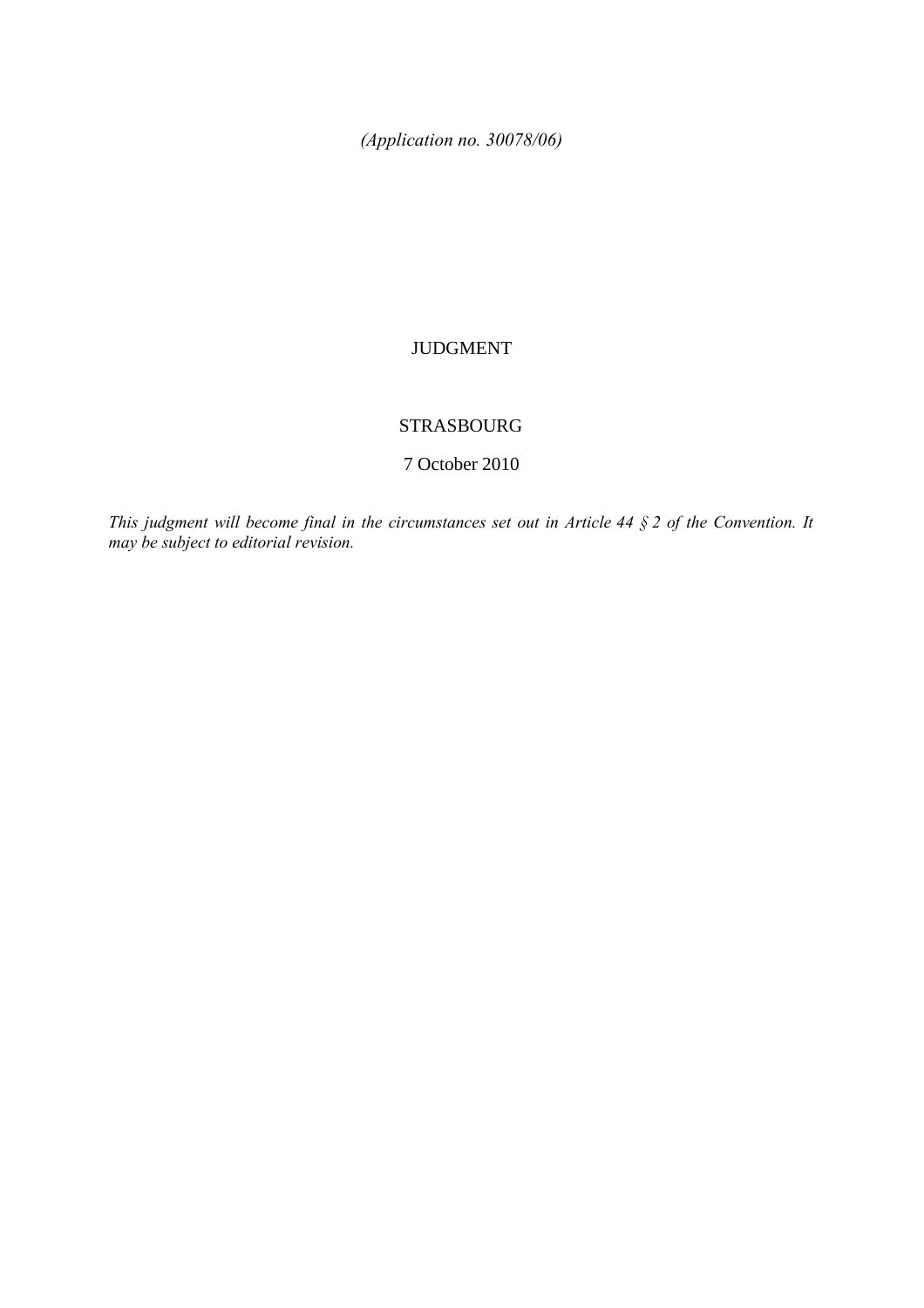*(Application no. 30078/06)*

JUDGMENT

STRASBOURG

7 October 2010

*This judgment will become final in the circumstances set out in Article 44 § 2 of the Convention. It may be subject to editorial revision.*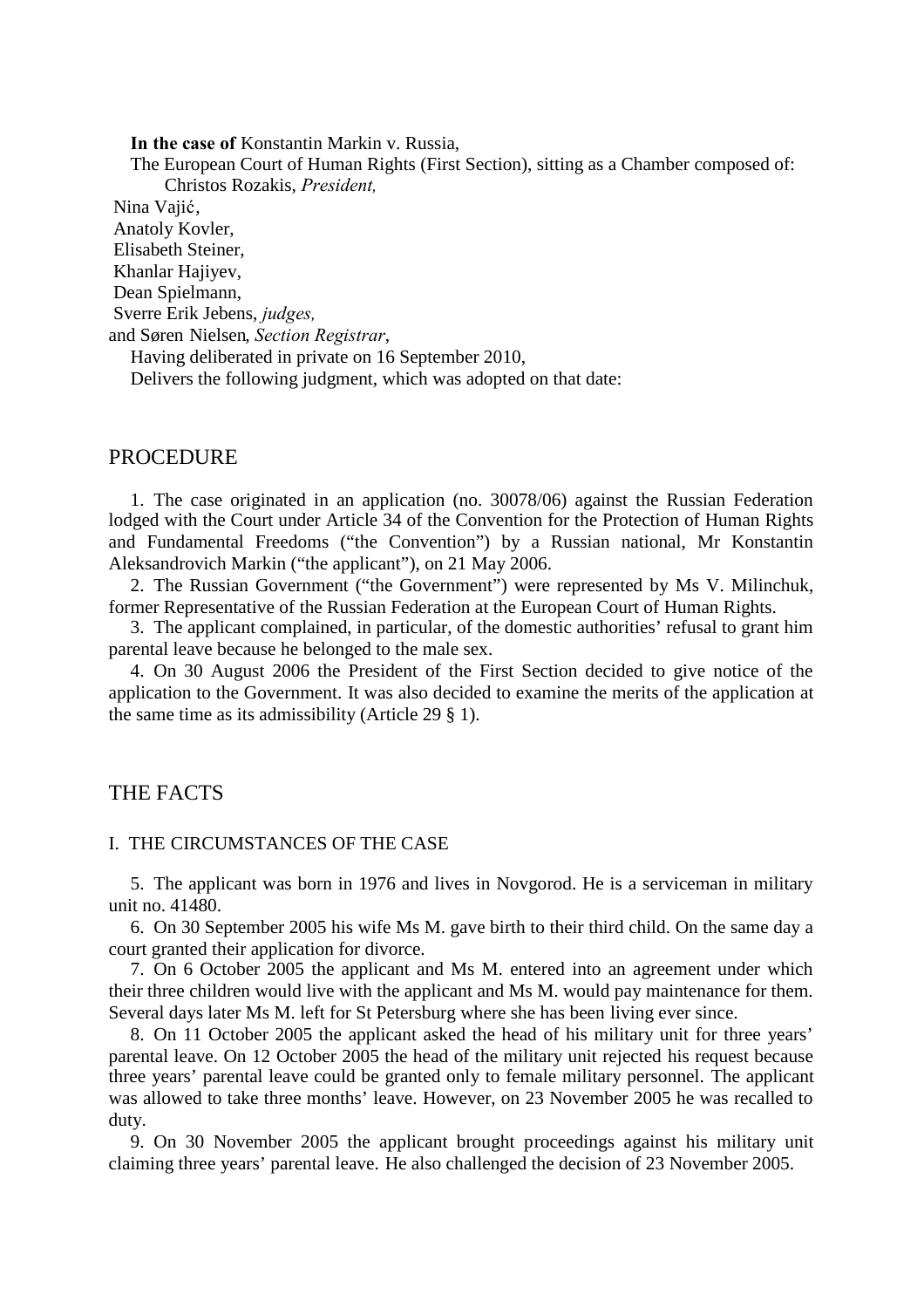**In the case of** Konstantin Markin v. Russia,

The European Court of Human Rights (First Section), sitting as a Chamber composed of:

Christos Rozakis, *President,*
Nina Vajić,
Anatoly Kovler,
Elisabeth Steiner,
Khanlar Hajiyev,
Dean Spielmann,
Sverre Erik Jebens, *judges,*
and Søren Nielsen, *Section Registrar*,

Having deliberated in private on 16 September 2010,

Delivers the following judgment, which was adopted on that date:

# PROCEDURE

1. The case originated in an application (no. 30078/06) against the Russian Federation lodged with the Court under Article 34 of the Convention for the Protection of Human Rights and Fundamental Freedoms ("the Convention") by a Russian national, Mr Konstantin Aleksandrovich Markin ("the applicant"), on 21 May 2006.

2. The Russian Government ("the Government") were represented by Ms V. Milinchuk, former Representative of the Russian Federation at the European Court of Human Rights.

3. The applicant complained, in particular, of the domestic authorities' refusal to grant him parental leave because he belonged to the male sex.

4. On 30 August 2006 the President of the First Section decided to give notice of the application to the Government. It was also decided to examine the merits of the application at the same time as its admissibility (Article 29 § 1).

# THE FACTS

## I. THE CIRCUMSTANCES OF THE CASE

5. The applicant was born in 1976 and lives in Novgorod. He is a serviceman in military unit no. 41480.

6. On 30 September 2005 his wife Ms M. gave birth to their third child. On the same day a court granted their application for divorce.

7. On 6 October 2005 the applicant and Ms M. entered into an agreement under which their three children would live with the applicant and Ms M. would pay maintenance for them. Several days later Ms M. left for St Petersburg where she has been living ever since.

8. On 11 October 2005 the applicant asked the head of his military unit for three years' parental leave. On 12 October 2005 the head of the military unit rejected his request because three years' parental leave could be granted only to female military personnel. The applicant was allowed to take three months' leave. However, on 23 November 2005 he was recalled to duty.

9. On 30 November 2005 the applicant brought proceedings against his military unit claiming three years' parental leave. He also challenged the decision of 23 November 2005.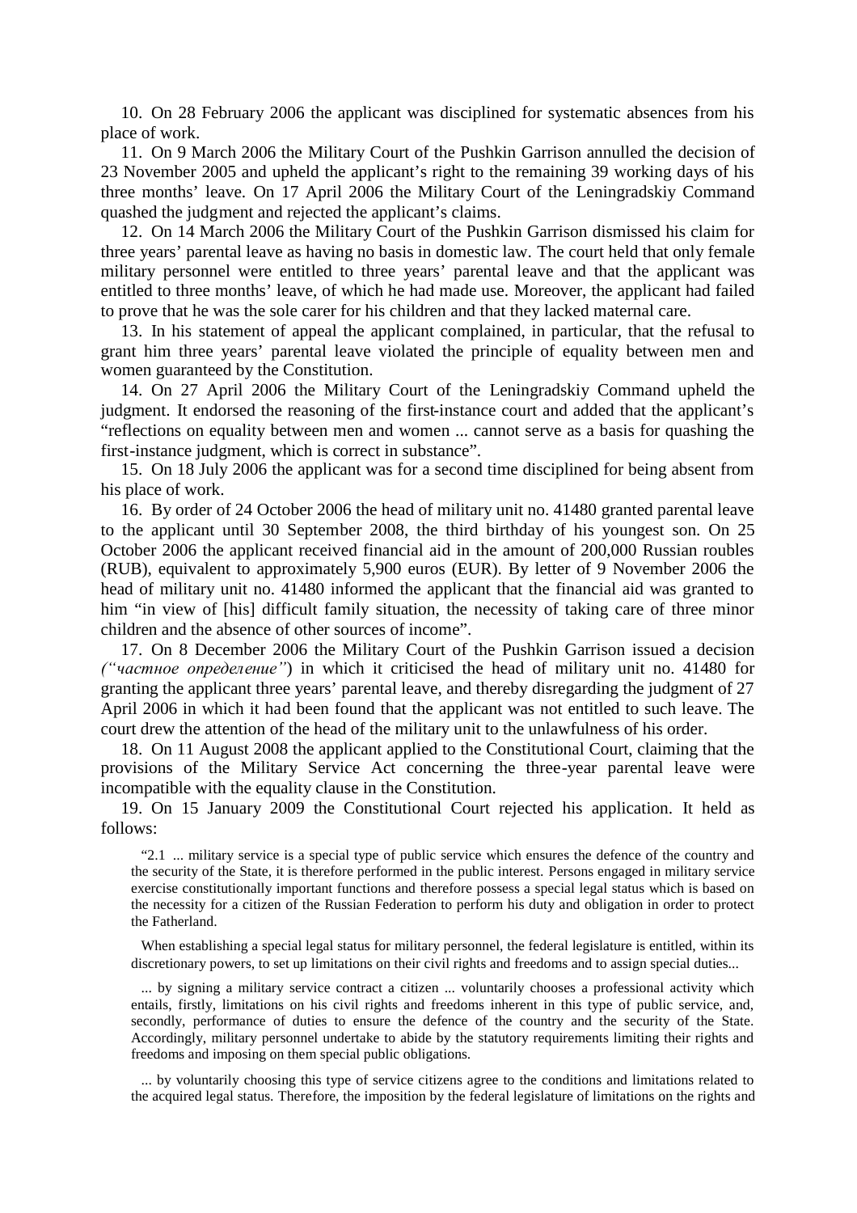10. On 28 February 2006 the applicant was disciplined for systematic absences from his place of work.

11. On 9 March 2006 the Military Court of the Pushkin Garrison annulled the decision of 23 November 2005 and upheld the applicant's right to the remaining 39 working days of his three months' leave. On 17 April 2006 the Military Court of the Leningradskiy Command quashed the judgment and rejected the applicant's claims.

12. On 14 March 2006 the Military Court of the Pushkin Garrison dismissed his claim for three years' parental leave as having no basis in domestic law. The court held that only female military personnel were entitled to three years' parental leave and that the applicant was entitled to three months' leave, of which he had made use. Moreover, the applicant had failed to prove that he was the sole carer for his children and that they lacked maternal care.

13. In his statement of appeal the applicant complained, in particular, that the refusal to grant him three years' parental leave violated the principle of equality between men and women guaranteed by the Constitution.

14. On 27 April 2006 the Military Court of the Leningradskiy Command upheld the judgment. It endorsed the reasoning of the first-instance court and added that the applicant's "reflections on equality between men and women ... cannot serve as a basis for quashing the first-instance judgment, which is correct in substance".

15. On 18 July 2006 the applicant was for a second time disciplined for being absent from his place of work.

16. By order of 24 October 2006 the head of military unit no. 41480 granted parental leave to the applicant until 30 September 2008, the third birthday of his youngest son. On 25 October 2006 the applicant received financial aid in the amount of 200,000 Russian roubles (RUB), equivalent to approximately 5,900 euros (EUR). By letter of 9 November 2006 the head of military unit no. 41480 informed the applicant that the financial aid was granted to him "in view of [his] difficult family situation, the necessity of taking care of three minor children and the absence of other sources of income".

17. On 8 December 2006 the Military Court of the Pushkin Garrison issued a decision *("частное определение")* in which it criticised the head of military unit no. 41480 for granting the applicant three years' parental leave, and thereby disregarding the judgment of 27 April 2006 in which it had been found that the applicant was not entitled to such leave. The court drew the attention of the head of the military unit to the unlawfulness of his order.

18. On 11 August 2008 the applicant applied to the Constitutional Court, claiming that the provisions of the Military Service Act concerning the three-year parental leave were incompatible with the equality clause in the Constitution.

19. On 15 January 2009 the Constitutional Court rejected his application. It held as follows:

> "2.1 ... military service is a special type of public service which ensures the defence of the country and the security of the State, it is therefore performed in the public interest. Persons engaged in military service exercise constitutionally important functions and therefore possess a special legal status which is based on the necessity for a citizen of the Russian Federation to perform his duty and obligation in order to protect the Fatherland.
>
> When establishing a special legal status for military personnel, the federal legislature is entitled, within its discretionary powers, to set up limitations on their civil rights and freedoms and to assign special duties...
>
> ... by signing a military service contract a citizen ... voluntarily chooses a professional activity which entails, firstly, limitations on his civil rights and freedoms inherent in this type of public service, and, secondly, performance of duties to ensure the defence of the country and the security of the State. Accordingly, military personnel undertake to abide by the statutory requirements limiting their rights and freedoms and imposing on them special public obligations.
>
> ... by voluntarily choosing this type of service citizens agree to the conditions and limitations related to the acquired legal status. Therefore, the imposition by the federal legislature of limitations on the rights and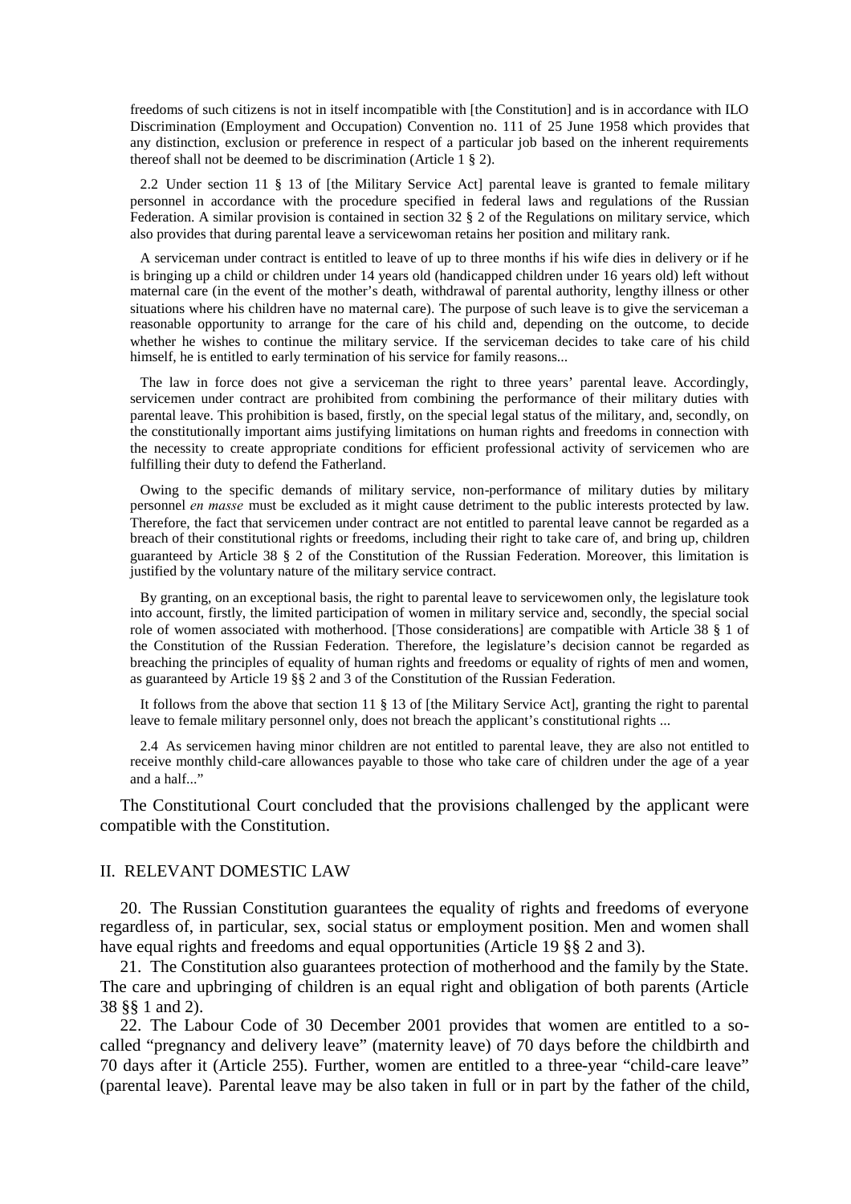freedoms of such citizens is not in itself incompatible with [the Constitution] and is in accordance with ILO Discrimination (Employment and Occupation) Convention no. 111 of 25 June 1958 which provides that any distinction, exclusion or preference in respect of a particular job based on the inherent requirements thereof shall not be deemed to be discrimination (Article 1 § 2).

2.2 Under section 11 § 13 of [the Military Service Act] parental leave is granted to female military personnel in accordance with the procedure specified in federal laws and regulations of the Russian Federation. A similar provision is contained in section 32 § 2 of the Regulations on military service, which also provides that during parental leave a servicewoman retains her position and military rank.

A serviceman under contract is entitled to leave of up to three months if his wife dies in delivery or if he is bringing up a child or children under 14 years old (handicapped children under 16 years old) left without maternal care (in the event of the mother's death, withdrawal of parental authority, lengthy illness or other situations where his children have no maternal care). The purpose of such leave is to give the serviceman a reasonable opportunity to arrange for the care of his child and, depending on the outcome, to decide whether he wishes to continue the military service. If the serviceman decides to take care of his child himself, he is entitled to early termination of his service for family reasons...

The law in force does not give a serviceman the right to three years' parental leave. Accordingly, servicemen under contract are prohibited from combining the performance of their military duties with parental leave. This prohibition is based, firstly, on the special legal status of the military, and, secondly, on the constitutionally important aims justifying limitations on human rights and freedoms in connection with the necessity to create appropriate conditions for efficient professional activity of servicemen who are fulfilling their duty to defend the Fatherland.

Owing to the specific demands of military service, non-performance of military duties by military personnel *en masse* must be excluded as it might cause detriment to the public interests protected by law. Therefore, the fact that servicemen under contract are not entitled to parental leave cannot be regarded as a breach of their constitutional rights or freedoms, including their right to take care of, and bring up, children guaranteed by Article 38 § 2 of the Constitution of the Russian Federation. Moreover, this limitation is justified by the voluntary nature of the military service contract.

By granting, on an exceptional basis, the right to parental leave to servicewomen only, the legislature took into account, firstly, the limited participation of women in military service and, secondly, the special social role of women associated with motherhood. [Those considerations] are compatible with Article 38 § 1 of the Constitution of the Russian Federation. Therefore, the legislature's decision cannot be regarded as breaching the principles of equality of human rights and freedoms or equality of rights of men and women, as guaranteed by Article 19 §§ 2 and 3 of the Constitution of the Russian Federation.

It follows from the above that section 11 § 13 of [the Military Service Act], granting the right to parental leave to female military personnel only, does not breach the applicant's constitutional rights ...

2.4 As servicemen having minor children are not entitled to parental leave, they are also not entitled to receive monthly child-care allowances payable to those who take care of children under the age of a year and a half..."

The Constitutional Court concluded that the provisions challenged by the applicant were compatible with the Constitution.

## II. RELEVANT DOMESTIC LAW

20. The Russian Constitution guarantees the equality of rights and freedoms of everyone regardless of, in particular, sex, social status or employment position. Men and women shall have equal rights and freedoms and equal opportunities (Article 19 §§ 2 and 3).

21. The Constitution also guarantees protection of motherhood and the family by the State. The care and upbringing of children is an equal right and obligation of both parents (Article 38 §§ 1 and 2).

22. The Labour Code of 30 December 2001 provides that women are entitled to a so-called "pregnancy and delivery leave" (maternity leave) of 70 days before the childbirth and 70 days after it (Article 255). Further, women are entitled to a three-year "child-care leave" (parental leave). Parental leave may be also taken in full or in part by the father of the child,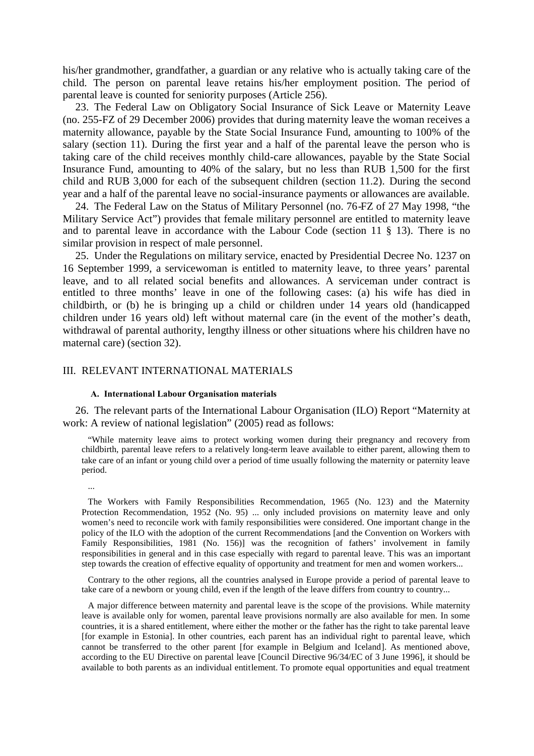his/her grandmother, grandfather, a guardian or any relative who is actually taking care of the child. The person on parental leave retains his/her employment position. The period of parental leave is counted for seniority purposes (Article 256).

23. The Federal Law on Obligatory Social Insurance of Sick Leave or Maternity Leave (no. 255-FZ of 29 December 2006) provides that during maternity leave the woman receives a maternity allowance, payable by the State Social Insurance Fund, amounting to 100% of the salary (section 11). During the first year and a half of the parental leave the person who is taking care of the child receives monthly child-care allowances, payable by the State Social Insurance Fund, amounting to 40% of the salary, but no less than RUB 1,500 for the first child and RUB 3,000 for each of the subsequent children (section 11.2). During the second year and a half of the parental leave no social-insurance payments or allowances are available.

24. The Federal Law on the Status of Military Personnel (no. 76-FZ of 27 May 1998, "the Military Service Act") provides that female military personnel are entitled to maternity leave and to parental leave in accordance with the Labour Code (section 11 § 13). There is no similar provision in respect of male personnel.

25. Under the Regulations on military service, enacted by Presidential Decree No. 1237 on 16 September 1999, a servicewoman is entitled to maternity leave, to three years' parental leave, and to all related social benefits and allowances. A serviceman under contract is entitled to three months' leave in one of the following cases: (a) his wife has died in childbirth, or (b) he is bringing up a child or children under 14 years old (handicapped children under 16 years old) left without maternal care (in the event of the mother's death, withdrawal of parental authority, lengthy illness or other situations where his children have no maternal care) (section 32).

## III. RELEVANT INTERNATIONAL MATERIALS

### A. International Labour Organisation materials

26. The relevant parts of the International Labour Organisation (ILO) Report "Maternity at work: A review of national legislation" (2005) read as follows:

> "While maternity leave aims to protect working women during their pregnancy and recovery from childbirth, parental leave refers to a relatively long-term leave available to either parent, allowing them to take care of an infant or young child over a period of time usually following the maternity or paternity leave period.
>
> ...
>
> The Workers with Family Responsibilities Recommendation, 1965 (No. 123) and the Maternity Protection Recommendation, 1952 (No. 95) ... only included provisions on maternity leave and only women's need to reconcile work with family responsibilities were considered. One important change in the policy of the ILO with the adoption of the current Recommendations [and the Convention on Workers with Family Responsibilities, 1981 (No. 156)] was the recognition of fathers' involvement in family responsibilities in general and in this case especially with regard to parental leave. This was an important step towards the creation of effective equality of opportunity and treatment for men and women workers...
>
> Contrary to the other regions, all the countries analysed in Europe provide a period of parental leave to take care of a newborn or young child, even if the length of the leave differs from country to country...
>
> A major difference between maternity and parental leave is the scope of the provisions. While maternity leave is available only for women, parental leave provisions normally are also available for men. In some countries, it is a shared entitlement, where either the mother or the father has the right to take parental leave [for example in Estonia]. In other countries, each parent has an individual right to parental leave, which cannot be transferred to the other parent [for example in Belgium and Iceland]. As mentioned above, according to the EU Directive on parental leave [Council Directive 96/34/EC of 3 June 1996], it should be available to both parents as an individual entitlement. To promote equal opportunities and equal treatment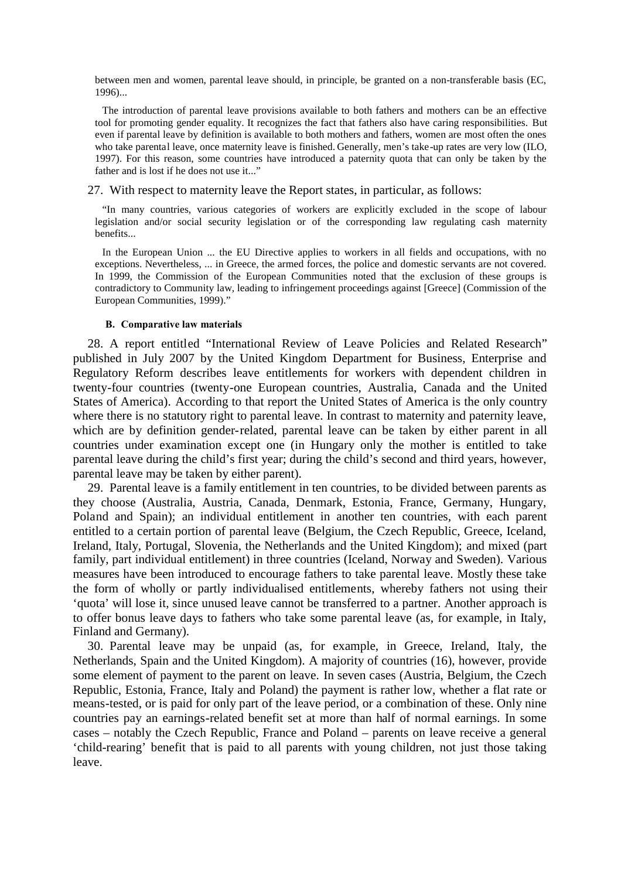between men and women, parental leave should, in principle, be granted on a non-transferable basis (EC, 1996)...

The introduction of parental leave provisions available to both fathers and mothers can be an effective tool for promoting gender equality. It recognizes the fact that fathers also have caring responsibilities. But even if parental leave by definition is available to both mothers and fathers, women are most often the ones who take parental leave, once maternity leave is finished. Generally, men's take-up rates are very low (ILO, 1997). For this reason, some countries have introduced a paternity quota that can only be taken by the father and is lost if he does not use it..."

27. With respect to maternity leave the Report states, in particular, as follows:

"In many countries, various categories of workers are explicitly excluded in the scope of labour legislation and/or social security legislation or of the corresponding law regulating cash maternity benefits...

In the European Union ... the EU Directive applies to workers in all fields and occupations, with no exceptions. Nevertheless, ... in Greece, the armed forces, the police and domestic servants are not covered. In 1999, the Commission of the European Communities noted that the exclusion of these groups is contradictory to Community law, leading to infringement proceedings against [Greece] (Commission of the European Communities, 1999)."

#### B. Comparative law materials

28. A report entitled "International Review of Leave Policies and Related Research" published in July 2007 by the United Kingdom Department for Business, Enterprise and Regulatory Reform describes leave entitlements for workers with dependent children in twenty-four countries (twenty-one European countries, Australia, Canada and the United States of America). According to that report the United States of America is the only country where there is no statutory right to parental leave. In contrast to maternity and paternity leave, which are by definition gender-related, parental leave can be taken by either parent in all countries under examination except one (in Hungary only the mother is entitled to take parental leave during the child's first year; during the child's second and third years, however, parental leave may be taken by either parent).

29. Parental leave is a family entitlement in ten countries, to be divided between parents as they choose (Australia, Austria, Canada, Denmark, Estonia, France, Germany, Hungary, Poland and Spain); an individual entitlement in another ten countries, with each parent entitled to a certain portion of parental leave (Belgium, the Czech Republic, Greece, Iceland, Ireland, Italy, Portugal, Slovenia, the Netherlands and the United Kingdom); and mixed (part family, part individual entitlement) in three countries (Iceland, Norway and Sweden). Various measures have been introduced to encourage fathers to take parental leave. Mostly these take the form of wholly or partly individualised entitlements, whereby fathers not using their 'quota' will lose it, since unused leave cannot be transferred to a partner. Another approach is to offer bonus leave days to fathers who take some parental leave (as, for example, in Italy, Finland and Germany).

30. Parental leave may be unpaid (as, for example, in Greece, Ireland, Italy, the Netherlands, Spain and the United Kingdom). A majority of countries (16), however, provide some element of payment to the parent on leave. In seven cases (Austria, Belgium, the Czech Republic, Estonia, France, Italy and Poland) the payment is rather low, whether a flat rate or means-tested, or is paid for only part of the leave period, or a combination of these. Only nine countries pay an earnings-related benefit set at more than half of normal earnings. In some cases – notably the Czech Republic, France and Poland – parents on leave receive a general 'child-rearing' benefit that is paid to all parents with young children, not just those taking leave.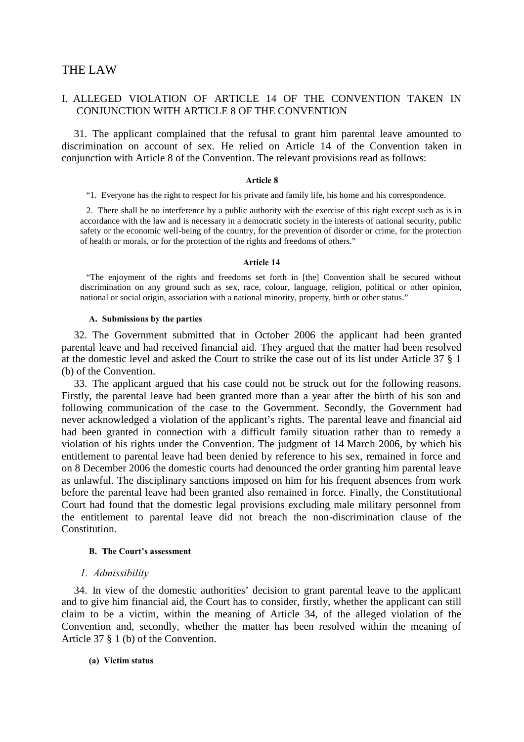# THE LAW

## I. ALLEGED VIOLATION OF ARTICLE 14 OF THE CONVENTION TAKEN IN CONJUNCTION WITH ARTICLE 8 OF THE CONVENTION

31. The applicant complained that the refusal to grant him parental leave amounted to discrimination on account of sex. He relied on Article 14 of the Convention taken in conjunction with Article 8 of the Convention. The relevant provisions read as follows:

**Article 8**

> "1. Everyone has the right to respect for his private and family life, his home and his correspondence.
>
> 2. There shall be no interference by a public authority with the exercise of this right except such as is in accordance with the law and is necessary in a democratic society in the interests of national security, public safety or the economic well-being of the country, for the prevention of disorder or crime, for the protection of health or morals, or for the protection of the rights and freedoms of others."

**Article 14**

> "The enjoyment of the rights and freedoms set forth in [the] Convention shall be secured without discrimination on any ground such as sex, race, colour, language, religion, political or other opinion, national or social origin, association with a national minority, property, birth or other status."

### A. Submissions by the parties

32. The Government submitted that in October 2006 the applicant had been granted parental leave and had received financial aid. They argued that the matter had been resolved at the domestic level and asked the Court to strike the case out of its list under Article 37 § 1 (b) of the Convention.

33. The applicant argued that his case could not be struck out for the following reasons. Firstly, the parental leave had been granted more than a year after the birth of his son and following communication of the case to the Government. Secondly, the Government had never acknowledged a violation of the applicant's rights. The parental leave and financial aid had been granted in connection with a difficult family situation rather than to remedy a violation of his rights under the Convention. The judgment of 14 March 2006, by which his entitlement to parental leave had been denied by reference to his sex, remained in force and on 8 December 2006 the domestic courts had denounced the order granting him parental leave as unlawful. The disciplinary sanctions imposed on him for his frequent absences from work before the parental leave had been granted also remained in force. Finally, the Constitutional Court had found that the domestic legal provisions excluding male military personnel from the entitlement to parental leave did not breach the non-discrimination clause of the Constitution.

### B. The Court's assessment

#### *1. Admissibility*

34. In view of the domestic authorities' decision to grant parental leave to the applicant and to give him financial aid, the Court has to consider, firstly, whether the applicant can still claim to be a victim, within the meaning of Article 34, of the alleged violation of the Convention and, secondly, whether the matter has been resolved within the meaning of Article 37 § 1 (b) of the Convention.

##### (a) Victim status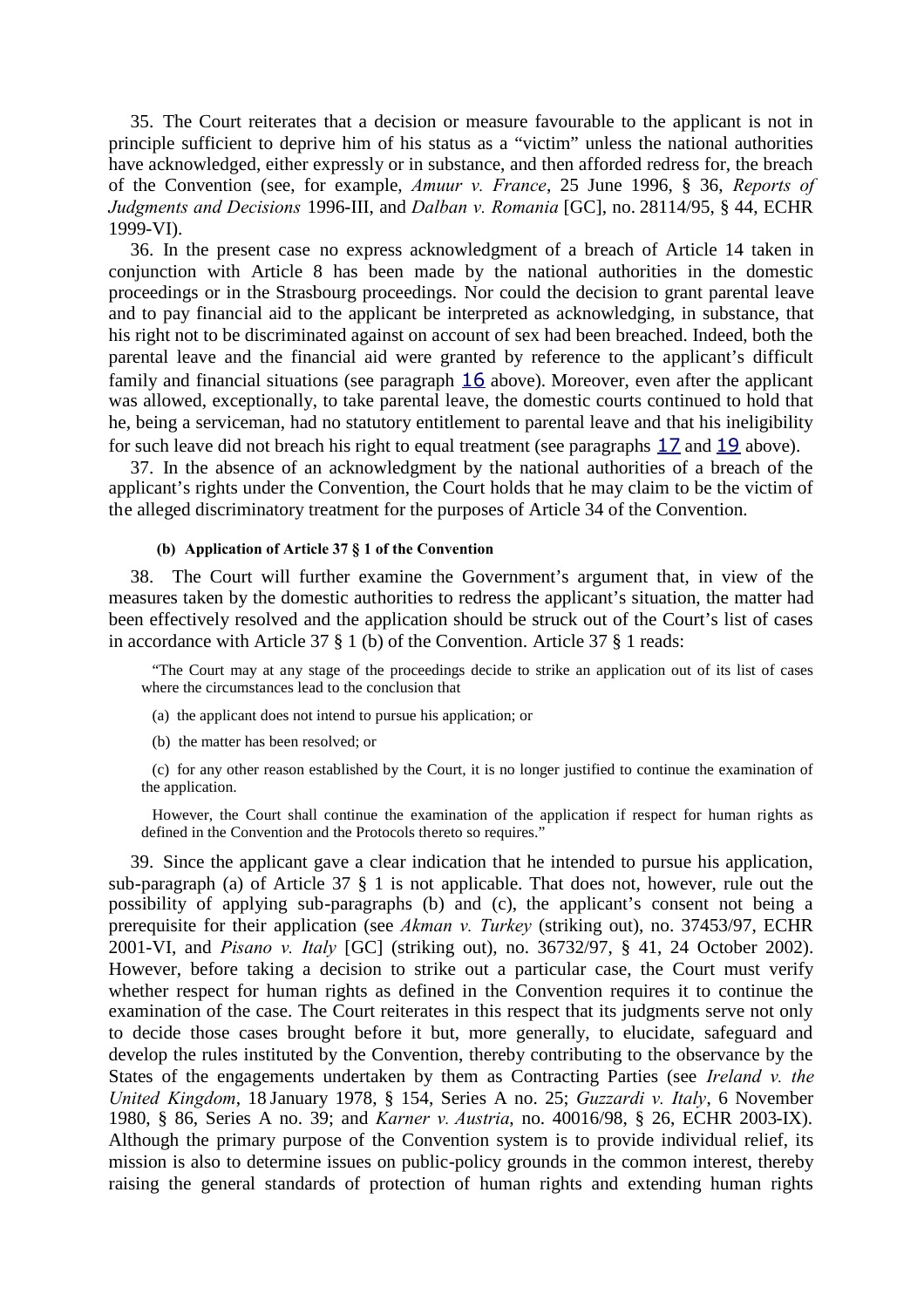35. The Court reiterates that a decision or measure favourable to the applicant is not in principle sufficient to deprive him of his status as a "victim" unless the national authorities have acknowledged, either expressly or in substance, and then afforded redress for, the breach of the Convention (see, for example, *Amuur v. France*, 25 June 1996, § 36, *Reports of Judgments and Decisions* 1996-III, and *Dalban v. Romania* [GC], no. 28114/95, § 44, ECHR 1999-VI).

36. In the present case no express acknowledgment of a breach of Article 14 taken in conjunction with Article 8 has been made by the national authorities in the domestic proceedings or in the Strasbourg proceedings. Nor could the decision to grant parental leave and to pay financial aid to the applicant be interpreted as acknowledging, in substance, that his right not to be discriminated against on account of sex had been breached. Indeed, both the parental leave and the financial aid were granted by reference to the applicant's difficult family and financial situations (see paragraph 16 above). Moreover, even after the applicant was allowed, exceptionally, to take parental leave, the domestic courts continued to hold that he, being a serviceman, had no statutory entitlement to parental leave and that his ineligibility for such leave did not breach his right to equal treatment (see paragraphs 17 and 19 above).

37. In the absence of an acknowledgment by the national authorities of a breach of the applicant's rights under the Convention, the Court holds that he may claim to be the victim of the alleged discriminatory treatment for the purposes of Article 34 of the Convention.

#### (b) Application of Article 37 § 1 of the Convention

38. The Court will further examine the Government's argument that, in view of the measures taken by the domestic authorities to redress the applicant's situation, the matter had been effectively resolved and the application should be struck out of the Court's list of cases in accordance with Article 37 § 1 (b) of the Convention. Article 37 § 1 reads:

> "The Court may at any stage of the proceedings decide to strike an application out of its list of cases where the circumstances lead to the conclusion that
>
> (a) the applicant does not intend to pursue his application; or
>
> (b) the matter has been resolved; or
>
> (c) for any other reason established by the Court, it is no longer justified to continue the examination of the application.
>
> However, the Court shall continue the examination of the application if respect for human rights as defined in the Convention and the Protocols thereto so requires."

39. Since the applicant gave a clear indication that he intended to pursue his application, sub-paragraph (a) of Article 37 § 1 is not applicable. That does not, however, rule out the possibility of applying sub-paragraphs (b) and (c), the applicant's consent not being a prerequisite for their application (see *Akman v. Turkey* (striking out), no. 37453/97, ECHR 2001-VI, and *Pisano v. Italy* [GC] (striking out), no. 36732/97, § 41, 24 October 2002). However, before taking a decision to strike out a particular case, the Court must verify whether respect for human rights as defined in the Convention requires it to continue the examination of the case. The Court reiterates in this respect that its judgments serve not only to decide those cases brought before it but, more generally, to elucidate, safeguard and develop the rules instituted by the Convention, thereby contributing to the observance by the States of the engagements undertaken by them as Contracting Parties (see *Ireland v. the United Kingdom*, 18 January 1978, § 154, Series A no. 25; *Guzzardi v. Italy*, 6 November 1980, § 86, Series A no. 39; and *Karner v. Austria*, no. 40016/98, § 26, ECHR 2003-IX). Although the primary purpose of the Convention system is to provide individual relief, its mission is also to determine issues on public-policy grounds in the common interest, thereby raising the general standards of protection of human rights and extending human rights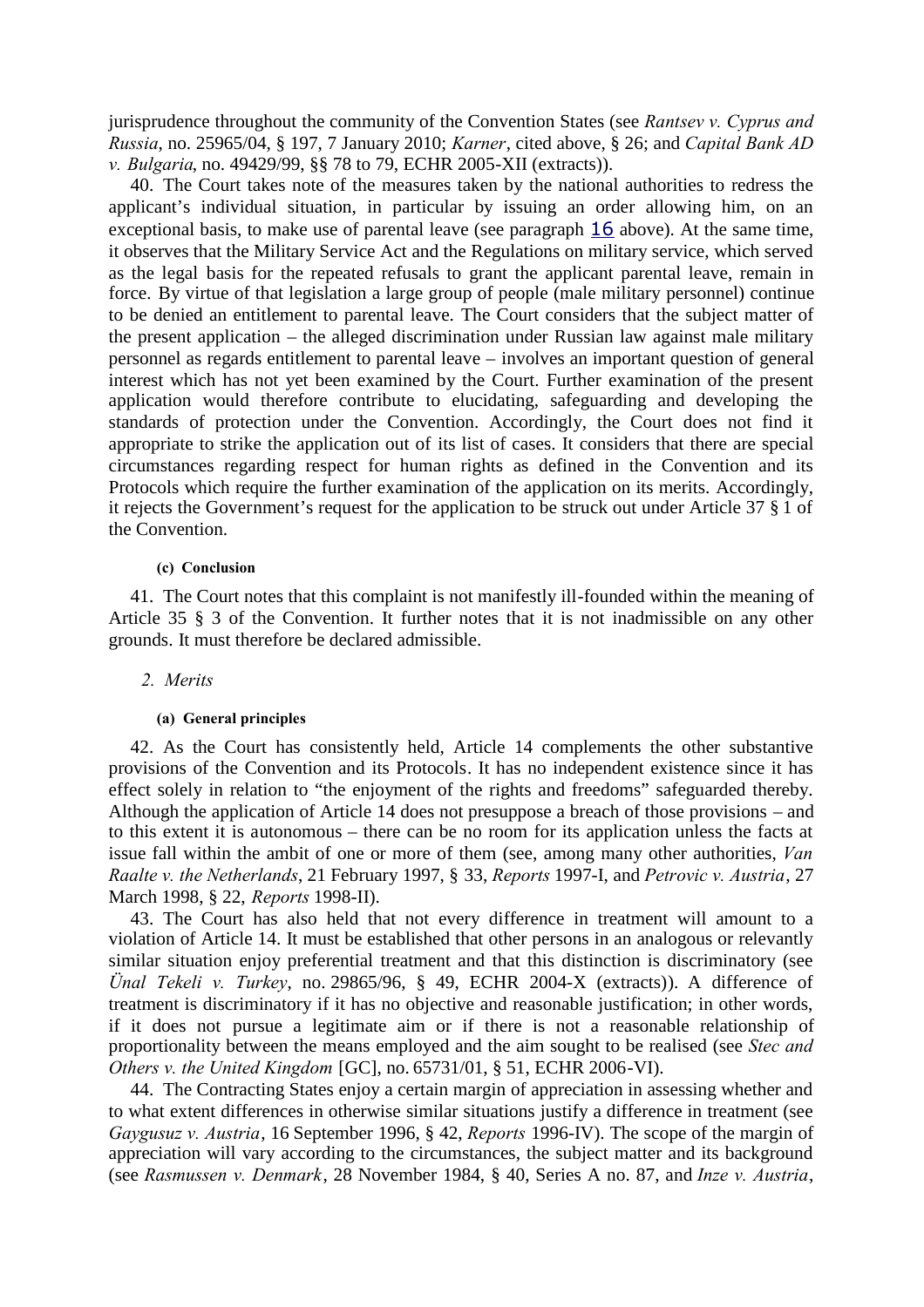jurisprudence throughout the community of the Convention States (see *Rantsev v. Cyprus and Russia*, no. 25965/04, § 197, 7 January 2010; *Karner*, cited above, § 26; and *Capital Bank AD v. Bulgaria*, no. 49429/99, §§ 78 to 79, ECHR 2005-XII (extracts)).

40. The Court takes note of the measures taken by the national authorities to redress the applicant's individual situation, in particular by issuing an order allowing him, on an exceptional basis, to make use of parental leave (see paragraph 16 above). At the same time, it observes that the Military Service Act and the Regulations on military service, which served as the legal basis for the repeated refusals to grant the applicant parental leave, remain in force. By virtue of that legislation a large group of people (male military personnel) continue to be denied an entitlement to parental leave. The Court considers that the subject matter of the present application – the alleged discrimination under Russian law against male military personnel as regards entitlement to parental leave – involves an important question of general interest which has not yet been examined by the Court. Further examination of the present application would therefore contribute to elucidating, safeguarding and developing the standards of protection under the Convention. Accordingly, the Court does not find it appropriate to strike the application out of its list of cases. It considers that there are special circumstances regarding respect for human rights as defined in the Convention and its Protocols which require the further examination of the application on its merits. Accordingly, it rejects the Government's request for the application to be struck out under Article 37 § 1 of the Convention.

##### (c) Conclusion

41. The Court notes that this complaint is not manifestly ill-founded within the meaning of Article 35 § 3 of the Convention. It further notes that it is not inadmissible on any other grounds. It must therefore be declared admissible.

### 2. Merits

##### (a) General principles

42. As the Court has consistently held, Article 14 complements the other substantive provisions of the Convention and its Protocols. It has no independent existence since it has effect solely in relation to "the enjoyment of the rights and freedoms" safeguarded thereby. Although the application of Article 14 does not presuppose a breach of those provisions – and to this extent it is autonomous – there can be no room for its application unless the facts at issue fall within the ambit of one or more of them (see, among many other authorities, *Van Raalte v. the Netherlands*, 21 February 1997, § 33, *Reports* 1997-I, and *Petrovic v. Austria*, 27 March 1998, § 22, *Reports* 1998-II).

43. The Court has also held that not every difference in treatment will amount to a violation of Article 14. It must be established that other persons in an analogous or relevantly similar situation enjoy preferential treatment and that this distinction is discriminatory (see *Ünal Tekeli v. Turkey*, no. 29865/96, § 49, ECHR 2004-X (extracts)). A difference of treatment is discriminatory if it has no objective and reasonable justification; in other words, if it does not pursue a legitimate aim or if there is not a reasonable relationship of proportionality between the means employed and the aim sought to be realised (see *Stec and Others v. the United Kingdom* [GC], no. 65731/01, § 51, ECHR 2006-VI).

44. The Contracting States enjoy a certain margin of appreciation in assessing whether and to what extent differences in otherwise similar situations justify a difference in treatment (see *Gaygusuz v. Austria*, 16 September 1996, § 42, *Reports* 1996-IV). The scope of the margin of appreciation will vary according to the circumstances, the subject matter and its background (see *Rasmussen v. Denmark*, 28 November 1984, § 40, Series A no. 87, and *Inze v. Austria*,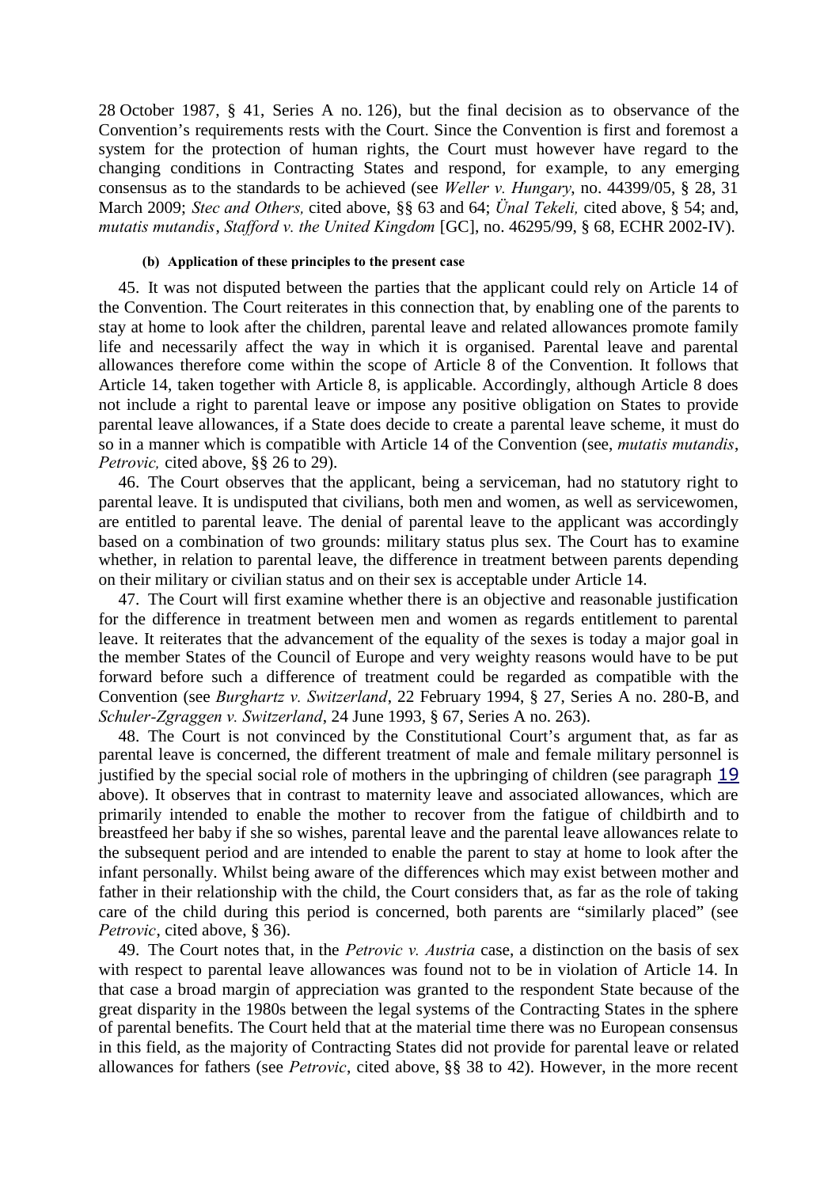28 October 1987, § 41, Series A no. 126), but the final decision as to observance of the Convention's requirements rests with the Court. Since the Convention is first and foremost a system for the protection of human rights, the Court must however have regard to the changing conditions in Contracting States and respond, for example, to any emerging consensus as to the standards to be achieved (see *Weller v. Hungary*, no. 44399/05, § 28, 31 March 2009; *Stec and Others,* cited above, §§ 63 and 64; *Ünal Tekeli,* cited above, § 54; and, *mutatis mutandis*, *Stafford v. the United Kingdom* [GC], no. 46295/99, § 68, ECHR 2002-IV).

#### (b) Application of these principles to the present case

45. It was not disputed between the parties that the applicant could rely on Article 14 of the Convention. The Court reiterates in this connection that, by enabling one of the parents to stay at home to look after the children, parental leave and related allowances promote family life and necessarily affect the way in which it is organised. Parental leave and parental allowances therefore come within the scope of Article 8 of the Convention. It follows that Article 14, taken together with Article 8, is applicable. Accordingly, although Article 8 does not include a right to parental leave or impose any positive obligation on States to provide parental leave allowances, if a State does decide to create a parental leave scheme, it must do so in a manner which is compatible with Article 14 of the Convention (see, *mutatis mutandis*, *Petrovic,* cited above, §§ 26 to 29).

46. The Court observes that the applicant, being a serviceman, had no statutory right to parental leave. It is undisputed that civilians, both men and women, as well as servicewomen, are entitled to parental leave. The denial of parental leave to the applicant was accordingly based on a combination of two grounds: military status plus sex. The Court has to examine whether, in relation to parental leave, the difference in treatment between parents depending on their military or civilian status and on their sex is acceptable under Article 14.

47. The Court will first examine whether there is an objective and reasonable justification for the difference in treatment between men and women as regards entitlement to parental leave. It reiterates that the advancement of the equality of the sexes is today a major goal in the member States of the Council of Europe and very weighty reasons would have to be put forward before such a difference of treatment could be regarded as compatible with the Convention (see *Burghartz v. Switzerland*, 22 February 1994, § 27, Series A no. 280-B, and *Schuler-Zgraggen v. Switzerland*, 24 June 1993, § 67, Series A no. 263).

48. The Court is not convinced by the Constitutional Court's argument that, as far as parental leave is concerned, the different treatment of male and female military personnel is justified by the special social role of mothers in the upbringing of children (see paragraph 19 above). It observes that in contrast to maternity leave and associated allowances, which are primarily intended to enable the mother to recover from the fatigue of childbirth and to breastfeed her baby if she so wishes, parental leave and the parental leave allowances relate to the subsequent period and are intended to enable the parent to stay at home to look after the infant personally. Whilst being aware of the differences which may exist between mother and father in their relationship with the child, the Court considers that, as far as the role of taking care of the child during this period is concerned, both parents are "similarly placed" (see *Petrovic*, cited above, § 36).

49. The Court notes that, in the *Petrovic v. Austria* case, a distinction on the basis of sex with respect to parental leave allowances was found not to be in violation of Article 14. In that case a broad margin of appreciation was granted to the respondent State because of the great disparity in the 1980s between the legal systems of the Contracting States in the sphere of parental benefits. The Court held that at the material time there was no European consensus in this field, as the majority of Contracting States did not provide for parental leave or related allowances for fathers (see *Petrovic*, cited above, §§ 38 to 42). However, in the more recent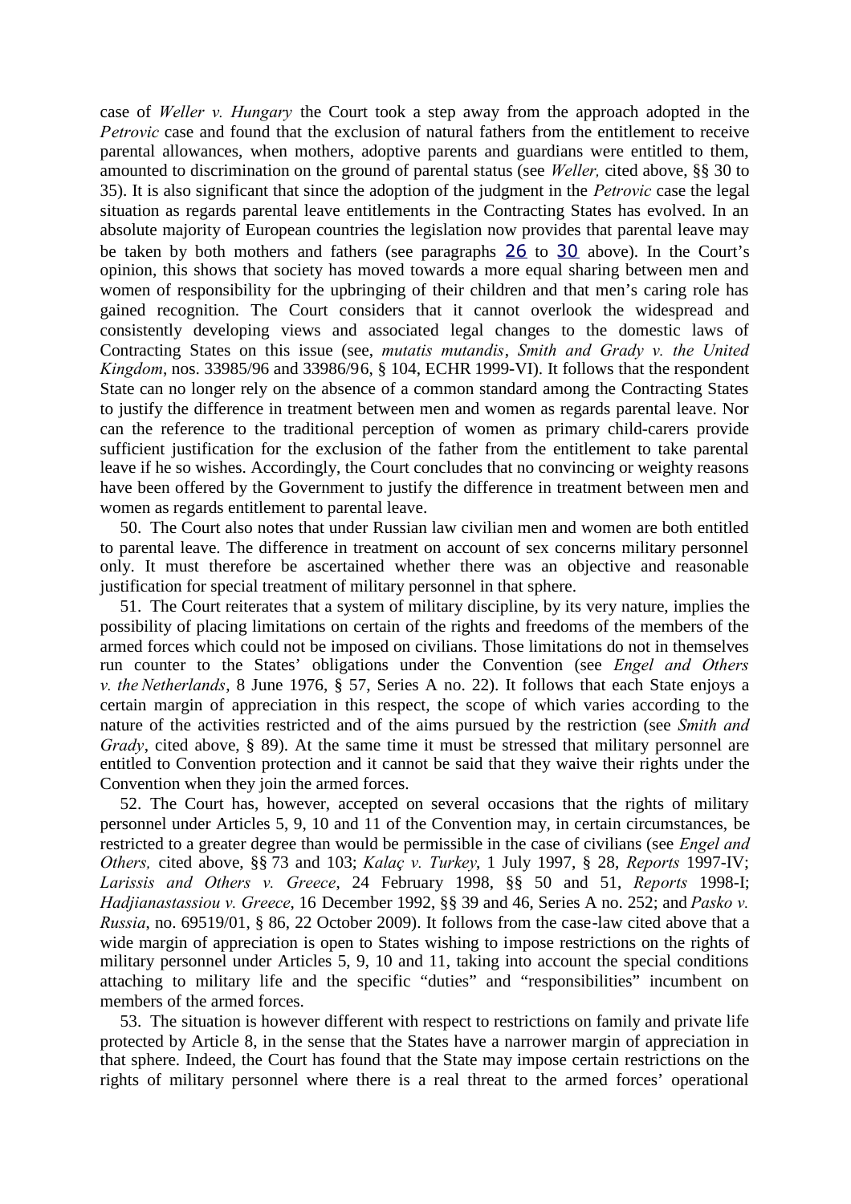case of *Weller v. Hungary* the Court took a step away from the approach adopted in the *Petrovic* case and found that the exclusion of natural fathers from the entitlement to receive parental allowances, when mothers, adoptive parents and guardians were entitled to them, amounted to discrimination on the ground of parental status (see *Weller,* cited above, §§ 30 to 35). It is also significant that since the adoption of the judgment in the *Petrovic* case the legal situation as regards parental leave entitlements in the Contracting States has evolved. In an absolute majority of European countries the legislation now provides that parental leave may be taken by both mothers and fathers (see paragraphs 26 to 30 above). In the Court's opinion, this shows that society has moved towards a more equal sharing between men and women of responsibility for the upbringing of their children and that men's caring role has gained recognition. The Court considers that it cannot overlook the widespread and consistently developing views and associated legal changes to the domestic laws of Contracting States on this issue (see, *mutatis mutandis*, *Smith and Grady v. the United Kingdom*, nos. 33985/96 and 33986/96, § 104, ECHR 1999-VI). It follows that the respondent State can no longer rely on the absence of a common standard among the Contracting States to justify the difference in treatment between men and women as regards parental leave. Nor can the reference to the traditional perception of women as primary child-carers provide sufficient justification for the exclusion of the father from the entitlement to take parental leave if he so wishes. Accordingly, the Court concludes that no convincing or weighty reasons have been offered by the Government to justify the difference in treatment between men and women as regards entitlement to parental leave.

50. The Court also notes that under Russian law civilian men and women are both entitled to parental leave. The difference in treatment on account of sex concerns military personnel only. It must therefore be ascertained whether there was an objective and reasonable justification for special treatment of military personnel in that sphere.

51. The Court reiterates that a system of military discipline, by its very nature, implies the possibility of placing limitations on certain of the rights and freedoms of the members of the armed forces which could not be imposed on civilians. Those limitations do not in themselves run counter to the States' obligations under the Convention (see *Engel and Others v. the Netherlands*, 8 June 1976, § 57, Series A no. 22). It follows that each State enjoys a certain margin of appreciation in this respect, the scope of which varies according to the nature of the activities restricted and of the aims pursued by the restriction (see *Smith and Grady*, cited above, § 89). At the same time it must be stressed that military personnel are entitled to Convention protection and it cannot be said that they waive their rights under the Convention when they join the armed forces.

52. The Court has, however, accepted on several occasions that the rights of military personnel under Articles 5, 9, 10 and 11 of the Convention may, in certain circumstances, be restricted to a greater degree than would be permissible in the case of civilians (see *Engel and Others,* cited above, §§ 73 and 103; *Kalaç v. Turkey*, 1 July 1997, § 28, *Reports* 1997-IV; *Larissis and Others v. Greece*, 24 February 1998, §§ 50 and 51, *Reports* 1998-I; *Hadjianastassiou v. Greece*, 16 December 1992, §§ 39 and 46, Series A no. 252; and *Pasko v. Russia*, no. 69519/01, § 86, 22 October 2009). It follows from the case-law cited above that a wide margin of appreciation is open to States wishing to impose restrictions on the rights of military personnel under Articles 5, 9, 10 and 11, taking into account the special conditions attaching to military life and the specific "duties" and "responsibilities" incumbent on members of the armed forces.

53. The situation is however different with respect to restrictions on family and private life protected by Article 8, in the sense that the States have a narrower margin of appreciation in that sphere. Indeed, the Court has found that the State may impose certain restrictions on the rights of military personnel where there is a real threat to the armed forces' operational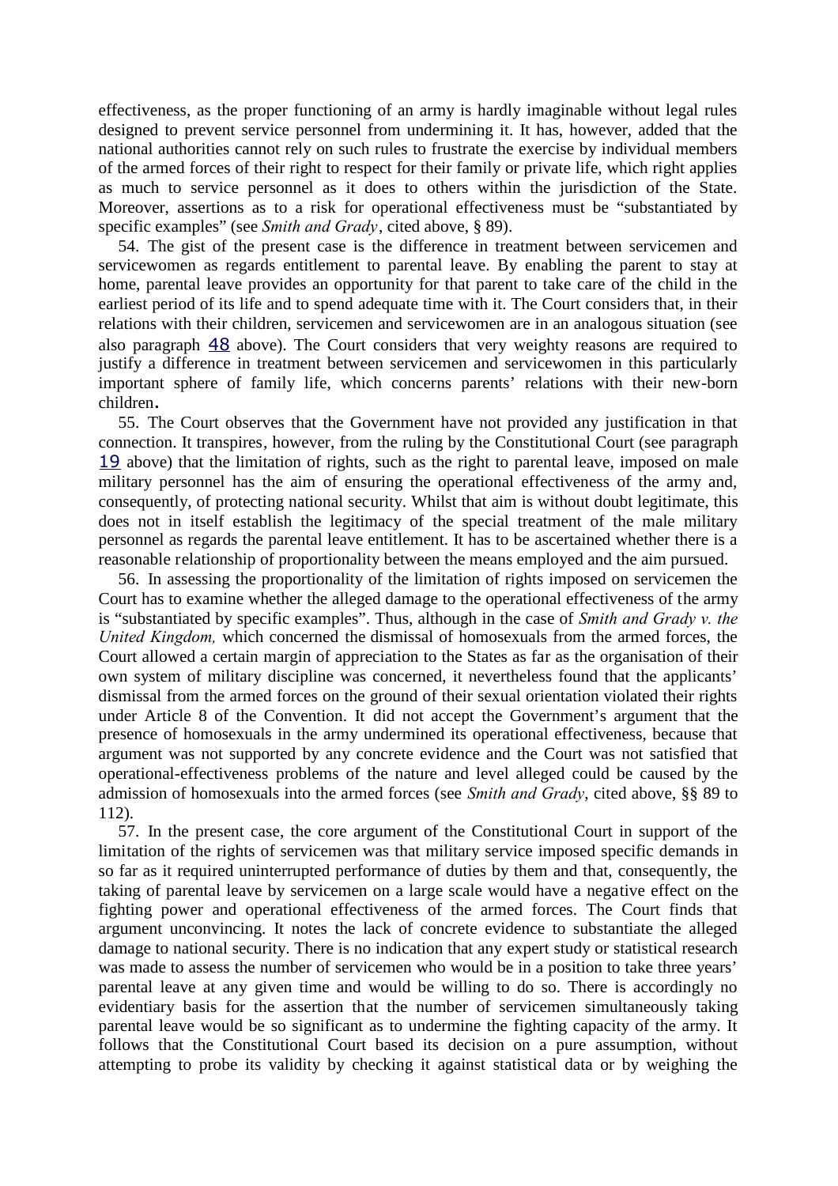effectiveness, as the proper functioning of an army is hardly imaginable without legal rules designed to prevent service personnel from undermining it. It has, however, added that the national authorities cannot rely on such rules to frustrate the exercise by individual members of the armed forces of their right to respect for their family or private life, which right applies as much to service personnel as it does to others within the jurisdiction of the State. Moreover, assertions as to a risk for operational effectiveness must be "substantiated by specific examples" (see *Smith and Grady*, cited above, § 89).

54. The gist of the present case is the difference in treatment between servicemen and servicewomen as regards entitlement to parental leave. By enabling the parent to stay at home, parental leave provides an opportunity for that parent to take care of the child in the earliest period of its life and to spend adequate time with it. The Court considers that, in their relations with their children, servicemen and servicewomen are in an analogous situation (see also paragraph 48 above). The Court considers that very weighty reasons are required to justify a difference in treatment between servicemen and servicewomen in this particularly important sphere of family life, which concerns parents' relations with their new-born children.

55. The Court observes that the Government have not provided any justification in that connection. It transpires, however, from the ruling by the Constitutional Court (see paragraph 19 above) that the limitation of rights, such as the right to parental leave, imposed on male military personnel has the aim of ensuring the operational effectiveness of the army and, consequently, of protecting national security. Whilst that aim is without doubt legitimate, this does not in itself establish the legitimacy of the special treatment of the male military personnel as regards the parental leave entitlement. It has to be ascertained whether there is a reasonable relationship of proportionality between the means employed and the aim pursued.

56. In assessing the proportionality of the limitation of rights imposed on servicemen the Court has to examine whether the alleged damage to the operational effectiveness of the army is "substantiated by specific examples". Thus, although in the case of *Smith and Grady v. the United Kingdom,* which concerned the dismissal of homosexuals from the armed forces, the Court allowed a certain margin of appreciation to the States as far as the organisation of their own system of military discipline was concerned, it nevertheless found that the applicants' dismissal from the armed forces on the ground of their sexual orientation violated their rights under Article 8 of the Convention. It did not accept the Government's argument that the presence of homosexuals in the army undermined its operational effectiveness, because that argument was not supported by any concrete evidence and the Court was not satisfied that operational-effectiveness problems of the nature and level alleged could be caused by the admission of homosexuals into the armed forces (see *Smith and Grady*, cited above, §§ 89 to 112).

57. In the present case, the core argument of the Constitutional Court in support of the limitation of the rights of servicemen was that military service imposed specific demands in so far as it required uninterrupted performance of duties by them and that, consequently, the taking of parental leave by servicemen on a large scale would have a negative effect on the fighting power and operational effectiveness of the armed forces. The Court finds that argument unconvincing. It notes the lack of concrete evidence to substantiate the alleged damage to national security. There is no indication that any expert study or statistical research was made to assess the number of servicemen who would be in a position to take three years' parental leave at any given time and would be willing to do so. There is accordingly no evidentiary basis for the assertion that the number of servicemen simultaneously taking parental leave would be so significant as to undermine the fighting capacity of the army. It follows that the Constitutional Court based its decision on a pure assumption, without attempting to probe its validity by checking it against statistical data or by weighing the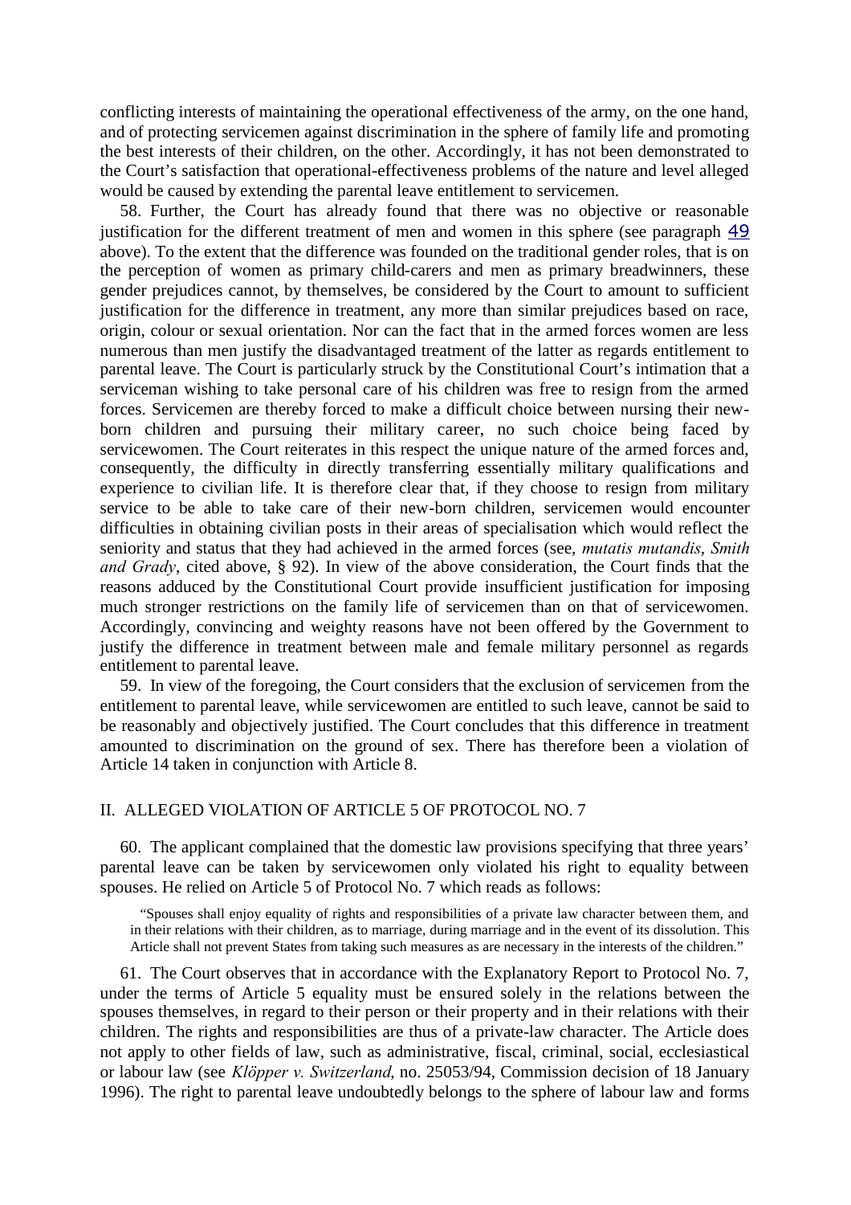conflicting interests of maintaining the operational effectiveness of the army, on the one hand, and of protecting servicemen against discrimination in the sphere of family life and promoting the best interests of their children, on the other. Accordingly, it has not been demonstrated to the Court's satisfaction that operational-effectiveness problems of the nature and level alleged would be caused by extending the parental leave entitlement to servicemen.

58. Further, the Court has already found that there was no objective or reasonable justification for the different treatment of men and women in this sphere (see paragraph 49 above). To the extent that the difference was founded on the traditional gender roles, that is on the perception of women as primary child-carers and men as primary breadwinners, these gender prejudices cannot, by themselves, be considered by the Court to amount to sufficient justification for the difference in treatment, any more than similar prejudices based on race, origin, colour or sexual orientation. Nor can the fact that in the armed forces women are less numerous than men justify the disadvantaged treatment of the latter as regards entitlement to parental leave. The Court is particularly struck by the Constitutional Court's intimation that a serviceman wishing to take personal care of his children was free to resign from the armed forces. Servicemen are thereby forced to make a difficult choice between nursing their new-born children and pursuing their military career, no such choice being faced by servicewomen. The Court reiterates in this respect the unique nature of the armed forces and, consequently, the difficulty in directly transferring essentially military qualifications and experience to civilian life. It is therefore clear that, if they choose to resign from military service to be able to take care of their new-born children, servicemen would encounter difficulties in obtaining civilian posts in their areas of specialisation which would reflect the seniority and status that they had achieved in the armed forces (see, *mutatis mutandis*, *Smith and Grady*, cited above, § 92). In view of the above consideration, the Court finds that the reasons adduced by the Constitutional Court provide insufficient justification for imposing much stronger restrictions on the family life of servicemen than on that of servicewomen. Accordingly, convincing and weighty reasons have not been offered by the Government to justify the difference in treatment between male and female military personnel as regards entitlement to parental leave.

59. In view of the foregoing, the Court considers that the exclusion of servicemen from the entitlement to parental leave, while servicewomen are entitled to such leave, cannot be said to be reasonably and objectively justified. The Court concludes that this difference in treatment amounted to discrimination on the ground of sex. There has therefore been a violation of Article 14 taken in conjunction with Article 8.

## II. ALLEGED VIOLATION OF ARTICLE 5 OF PROTOCOL NO. 7

60. The applicant complained that the domestic law provisions specifying that three years' parental leave can be taken by servicewomen only violated his right to equality between spouses. He relied on Article 5 of Protocol No. 7 which reads as follows:

> "Spouses shall enjoy equality of rights and responsibilities of a private law character between them, and in their relations with their children, as to marriage, during marriage and in the event of its dissolution. This Article shall not prevent States from taking such measures as are necessary in the interests of the children."

61. The Court observes that in accordance with the Explanatory Report to Protocol No. 7, under the terms of Article 5 equality must be ensured solely in the relations between the spouses themselves, in regard to their person or their property and in their relations with their children. The rights and responsibilities are thus of a private-law character. The Article does not apply to other fields of law, such as administrative, fiscal, criminal, social, ecclesiastical or labour law (see *Klöpper v. Switzerland*, no. 25053/94, Commission decision of 18 January 1996). The right to parental leave undoubtedly belongs to the sphere of labour law and forms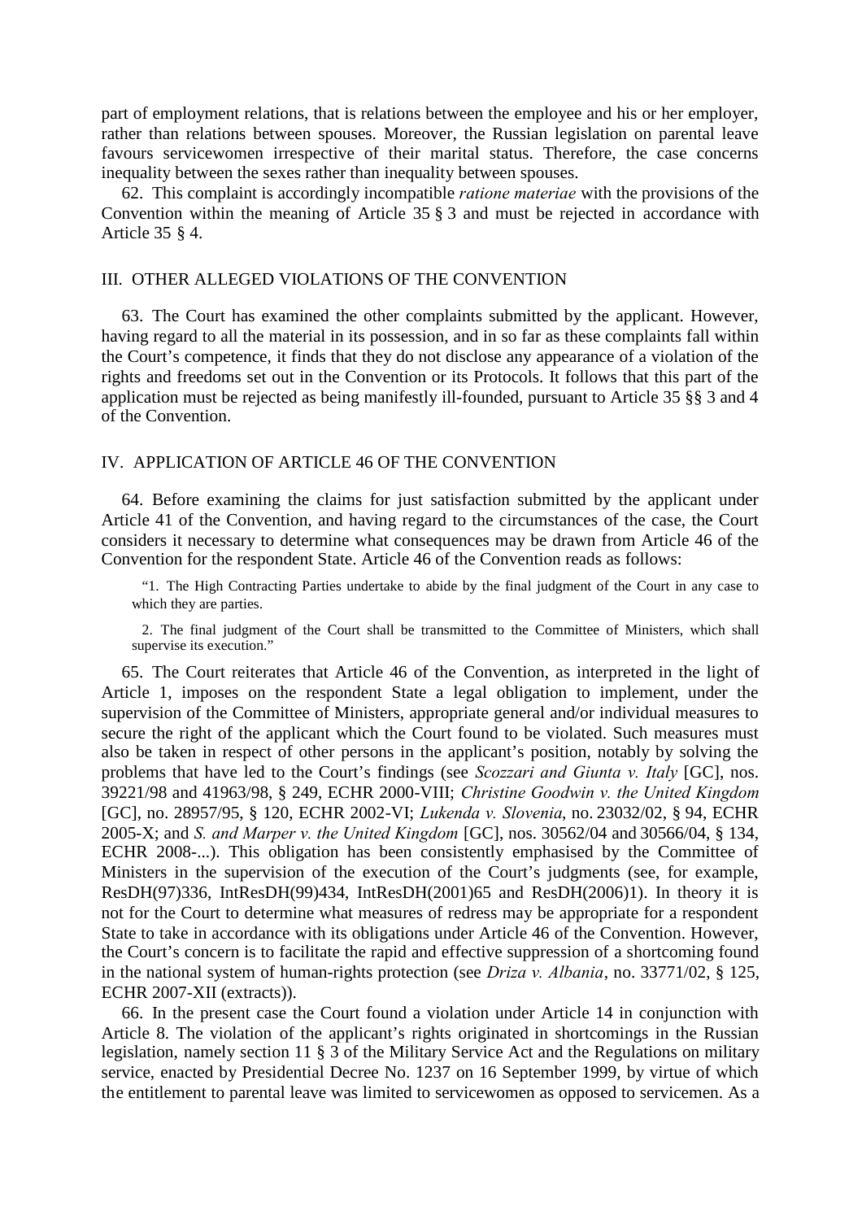part of employment relations, that is relations between the employee and his or her employer, rather than relations between spouses. Moreover, the Russian legislation on parental leave favours servicewomen irrespective of their marital status. Therefore, the case concerns inequality between the sexes rather than inequality between spouses.

62. This complaint is accordingly incompatible *ratione materiae* with the provisions of the Convention within the meaning of Article 35 § 3 and must be rejected in accordance with Article 35 § 4.

## III. OTHER ALLEGED VIOLATIONS OF THE CONVENTION

63. The Court has examined the other complaints submitted by the applicant. However, having regard to all the material in its possession, and in so far as these complaints fall within the Court's competence, it finds that they do not disclose any appearance of a violation of the rights and freedoms set out in the Convention or its Protocols. It follows that this part of the application must be rejected as being manifestly ill-founded, pursuant to Article 35 §§ 3 and 4 of the Convention.

## IV. APPLICATION OF ARTICLE 46 OF THE CONVENTION

64. Before examining the claims for just satisfaction submitted by the applicant under Article 41 of the Convention, and having regard to the circumstances of the case, the Court considers it necessary to determine what consequences may be drawn from Article 46 of the Convention for the respondent State. Article 46 of the Convention reads as follows:

> "1. The High Contracting Parties undertake to abide by the final judgment of the Court in any case to which they are parties.
>
> 2. The final judgment of the Court shall be transmitted to the Committee of Ministers, which shall supervise its execution."

65. The Court reiterates that Article 46 of the Convention, as interpreted in the light of Article 1, imposes on the respondent State a legal obligation to implement, under the supervision of the Committee of Ministers, appropriate general and/or individual measures to secure the right of the applicant which the Court found to be violated. Such measures must also be taken in respect of other persons in the applicant's position, notably by solving the problems that have led to the Court's findings (see *Scozzari and Giunta v. Italy* [GC], nos. 39221/98 and 41963/98, § 249, ECHR 2000-VIII; *Christine Goodwin v. the United Kingdom* [GC], no. 28957/95, § 120, ECHR 2002-VI; *Lukenda v. Slovenia*, no. 23032/02, § 94, ECHR 2005-X; and *S. and Marper v. the United Kingdom* [GC], nos. 30562/04 and 30566/04, § 134, ECHR 2008-...). This obligation has been consistently emphasised by the Committee of Ministers in the supervision of the execution of the Court's judgments (see, for example, ResDH(97)336, IntResDH(99)434, IntResDH(2001)65 and ResDH(2006)1). In theory it is not for the Court to determine what measures of redress may be appropriate for a respondent State to take in accordance with its obligations under Article 46 of the Convention. However, the Court's concern is to facilitate the rapid and effective suppression of a shortcoming found in the national system of human-rights protection (see *Driza v. Albania*, no. 33771/02, § 125, ECHR 2007-XII (extracts)).

66. In the present case the Court found a violation under Article 14 in conjunction with Article 8. The violation of the applicant's rights originated in shortcomings in the Russian legislation, namely section 11 § 3 of the Military Service Act and the Regulations on military service, enacted by Presidential Decree No. 1237 on 16 September 1999, by virtue of which the entitlement to parental leave was limited to servicewomen as opposed to servicemen. As a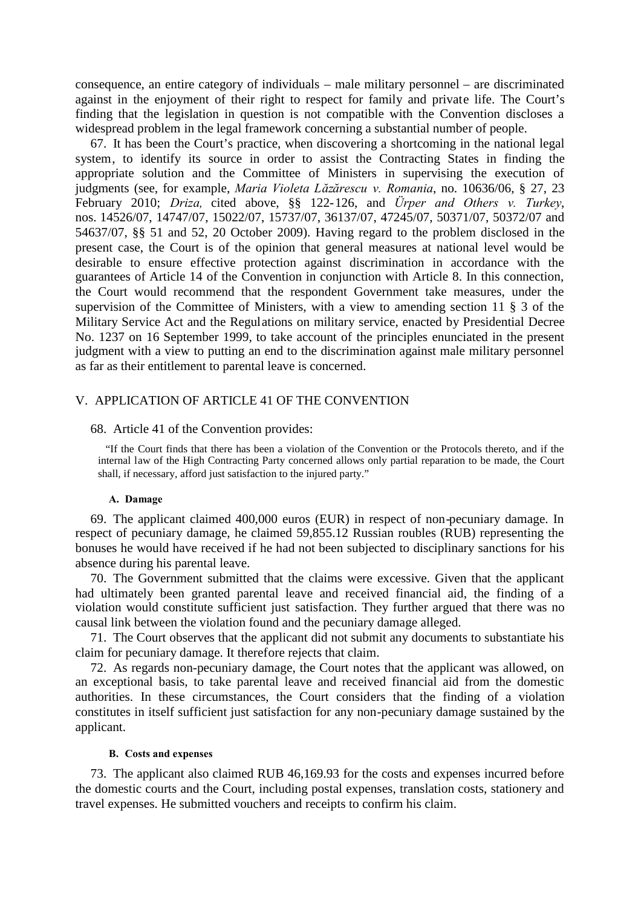consequence, an entire category of individuals – male military personnel – are discriminated against in the enjoyment of their right to respect for family and private life. The Court's finding that the legislation in question is not compatible with the Convention discloses a widespread problem in the legal framework concerning a substantial number of people.

67. It has been the Court's practice, when discovering a shortcoming in the national legal system, to identify its source in order to assist the Contracting States in finding the appropriate solution and the Committee of Ministers in supervising the execution of judgments (see, for example, *Maria Violeta Lăzărescu v. Romania*, no. 10636/06, § 27, 23 February 2010; *Driza,* cited above, §§ 122-126, and *Ürper and Others v. Turkey*, nos. 14526/07, 14747/07, 15022/07, 15737/07, 36137/07, 47245/07, 50371/07, 50372/07 and 54637/07, §§ 51 and 52, 20 October 2009). Having regard to the problem disclosed in the present case, the Court is of the opinion that general measures at national level would be desirable to ensure effective protection against discrimination in accordance with the guarantees of Article 14 of the Convention in conjunction with Article 8. In this connection, the Court would recommend that the respondent Government take measures, under the supervision of the Committee of Ministers, with a view to amending section 11 § 3 of the Military Service Act and the Regulations on military service, enacted by Presidential Decree No. 1237 on 16 September 1999, to take account of the principles enunciated in the present judgment with a view to putting an end to the discrimination against male military personnel as far as their entitlement to parental leave is concerned.

## V. APPLICATION OF ARTICLE 41 OF THE CONVENTION

68. Article 41 of the Convention provides:

> "If the Court finds that there has been a violation of the Convention or the Protocols thereto, and if the internal law of the High Contracting Party concerned allows only partial reparation to be made, the Court shall, if necessary, afford just satisfaction to the injured party."

### A. Damage

69. The applicant claimed 400,000 euros (EUR) in respect of non-pecuniary damage. In respect of pecuniary damage, he claimed 59,855.12 Russian roubles (RUB) representing the bonuses he would have received if he had not been subjected to disciplinary sanctions for his absence during his parental leave.

70. The Government submitted that the claims were excessive. Given that the applicant had ultimately been granted parental leave and received financial aid, the finding of a violation would constitute sufficient just satisfaction. They further argued that there was no causal link between the violation found and the pecuniary damage alleged.

71. The Court observes that the applicant did not submit any documents to substantiate his claim for pecuniary damage. It therefore rejects that claim.

72. As regards non-pecuniary damage, the Court notes that the applicant was allowed, on an exceptional basis, to take parental leave and received financial aid from the domestic authorities. In these circumstances, the Court considers that the finding of a violation constitutes in itself sufficient just satisfaction for any non-pecuniary damage sustained by the applicant.

### B. Costs and expenses

73. The applicant also claimed RUB 46,169.93 for the costs and expenses incurred before the domestic courts and the Court, including postal expenses, translation costs, stationery and travel expenses. He submitted vouchers and receipts to confirm his claim.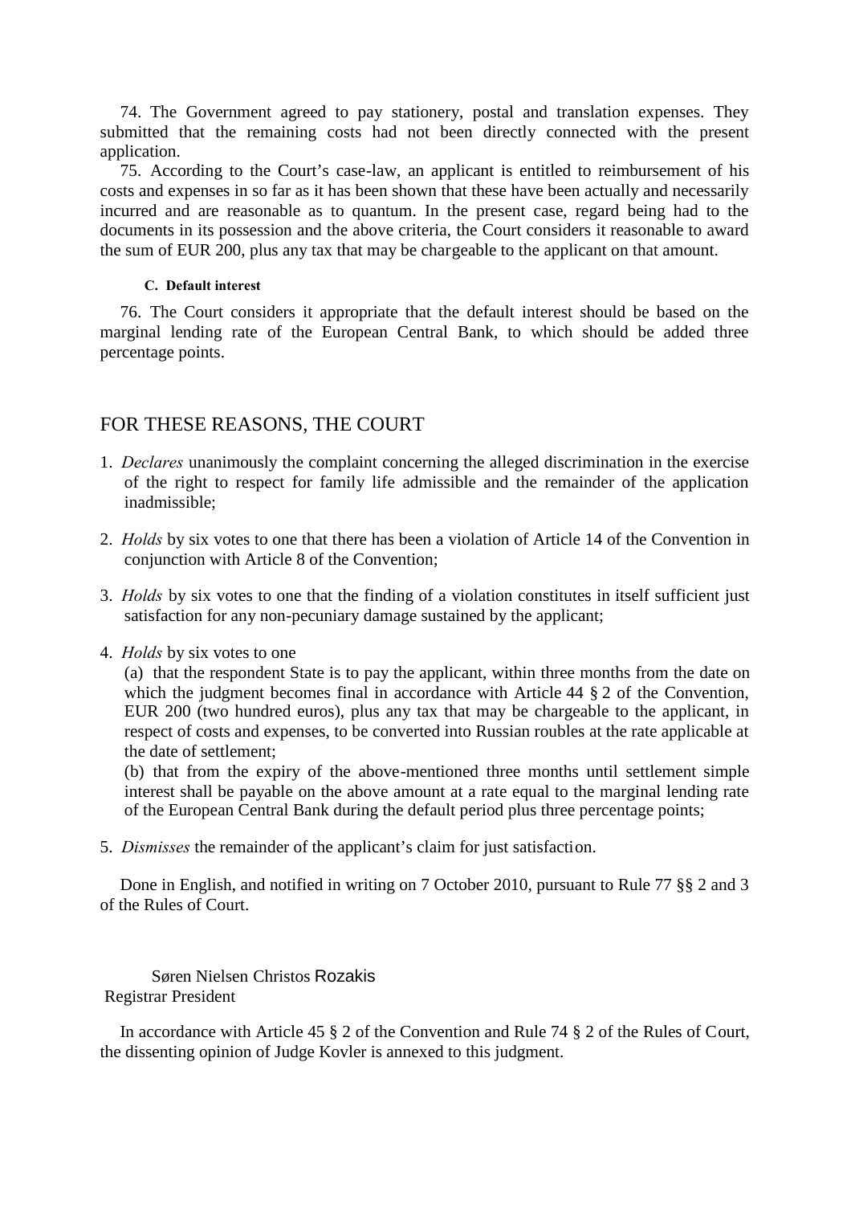74. The Government agreed to pay stationery, postal and translation expenses. They submitted that the remaining costs had not been directly connected with the present application.

75. According to the Court's case-law, an applicant is entitled to reimbursement of his costs and expenses in so far as it has been shown that these have been actually and necessarily incurred and are reasonable as to quantum. In the present case, regard being had to the documents in its possession and the above criteria, the Court considers it reasonable to award the sum of EUR 200, plus any tax that may be chargeable to the applicant on that amount.

#### C. Default interest

76. The Court considers it appropriate that the default interest should be based on the marginal lending rate of the European Central Bank, to which should be added three percentage points.

## FOR THESE REASONS, THE COURT

1. *Declares* unanimously the complaint concerning the alleged discrimination in the exercise of the right to respect for family life admissible and the remainder of the application inadmissible;

2. *Holds* by six votes to one that there has been a violation of Article 14 of the Convention in conjunction with Article 8 of the Convention;

3. *Holds* by six votes to one that the finding of a violation constitutes in itself sufficient just satisfaction for any non-pecuniary damage sustained by the applicant;

4. *Holds* by six votes to one
   (a) that the respondent State is to pay the applicant, within three months from the date on which the judgment becomes final in accordance with Article 44 § 2 of the Convention, EUR 200 (two hundred euros), plus any tax that may be chargeable to the applicant, in respect of costs and expenses, to be converted into Russian roubles at the rate applicable at the date of settlement;
   (b) that from the expiry of the above-mentioned three months until settlement simple interest shall be payable on the above amount at a rate equal to the marginal lending rate of the European Central Bank during the default period plus three percentage points;

5. *Dismisses* the remainder of the applicant's claim for just satisfaction.

Done in English, and notified in writing on 7 October 2010, pursuant to Rule 77 §§ 2 and 3 of the Rules of Court.

Søren Nielsen Christos Rozakis
Registrar President

In accordance with Article 45 § 2 of the Convention and Rule 74 § 2 of the Rules of Court, the dissenting opinion of Judge Kovler is annexed to this judgment.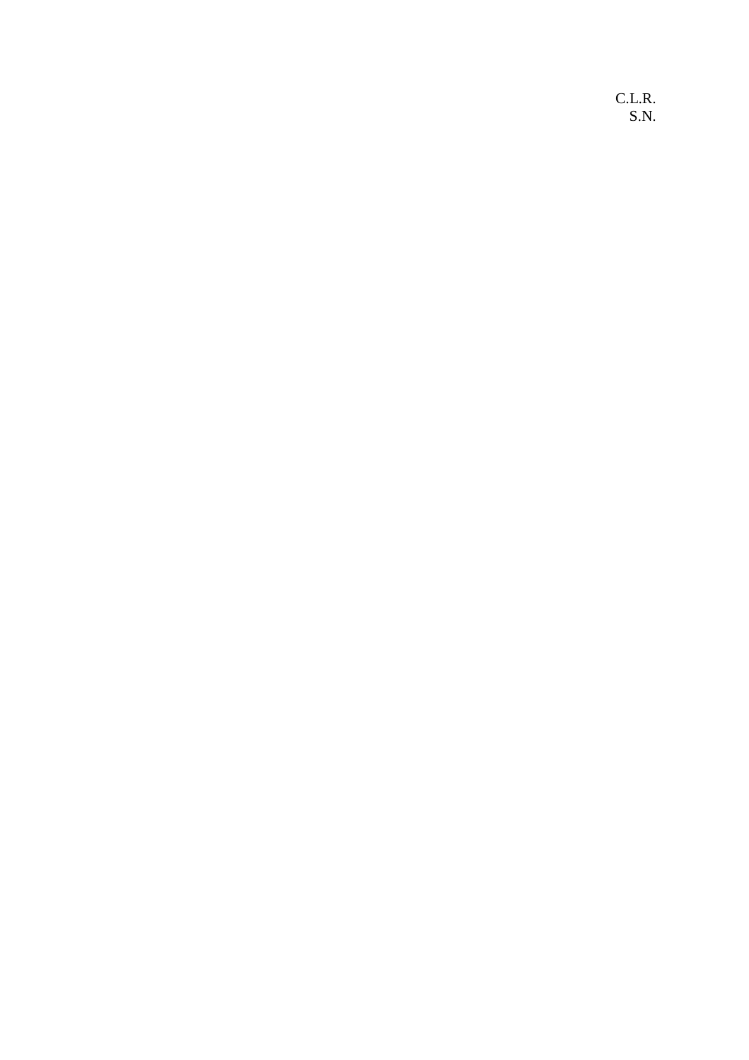C.L.R.
S.N.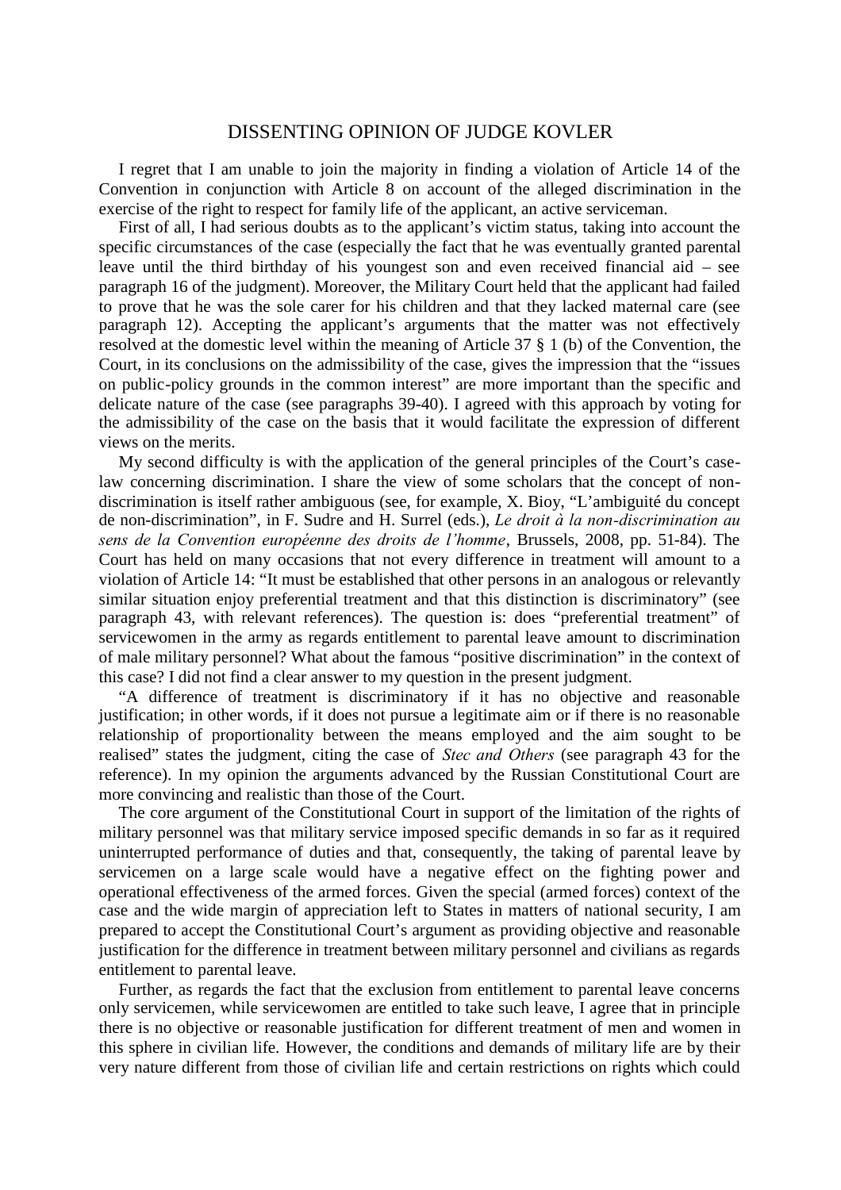## DISSENTING OPINION OF JUDGE KOVLER

I regret that I am unable to join the majority in finding a violation of Article 14 of the Convention in conjunction with Article 8 on account of the alleged discrimination in the exercise of the right to respect for family life of the applicant, an active serviceman.

First of all, I had serious doubts as to the applicant's victim status, taking into account the specific circumstances of the case (especially the fact that he was eventually granted parental leave until the third birthday of his youngest son and even received financial aid – see paragraph 16 of the judgment). Moreover, the Military Court held that the applicant had failed to prove that he was the sole carer for his children and that they lacked maternal care (see paragraph 12). Accepting the applicant's arguments that the matter was not effectively resolved at the domestic level within the meaning of Article 37 § 1 (b) of the Convention, the Court, in its conclusions on the admissibility of the case, gives the impression that the "issues on public-policy grounds in the common interest" are more important than the specific and delicate nature of the case (see paragraphs 39-40). I agreed with this approach by voting for the admissibility of the case on the basis that it would facilitate the expression of different views on the merits.

My second difficulty is with the application of the general principles of the Court's case-law concerning discrimination. I share the view of some scholars that the concept of non-discrimination is itself rather ambiguous (see, for example, X. Bioy, "L'ambiguité du concept de non-discrimination", in F. Sudre and H. Surrel (eds.), *Le droit à la non-discrimination au sens de la Convention européenne des droits de l'homme*, Brussels, 2008, pp. 51-84). The Court has held on many occasions that not every difference in treatment will amount to a violation of Article 14: "It must be established that other persons in an analogous or relevantly similar situation enjoy preferential treatment and that this distinction is discriminatory" (see paragraph 43, with relevant references). The question is: does "preferential treatment" of servicewomen in the army as regards entitlement to parental leave amount to discrimination of male military personnel? What about the famous "positive discrimination" in the context of this case? I did not find a clear answer to my question in the present judgment.

"A difference of treatment is discriminatory if it has no objective and reasonable justification; in other words, if it does not pursue a legitimate aim or if there is no reasonable relationship of proportionality between the means employed and the aim sought to be realised" states the judgment, citing the case of *Stec and Others* (see paragraph 43 for the reference). In my opinion the arguments advanced by the Russian Constitutional Court are more convincing and realistic than those of the Court.

The core argument of the Constitutional Court in support of the limitation of the rights of military personnel was that military service imposed specific demands in so far as it required uninterrupted performance of duties and that, consequently, the taking of parental leave by servicemen on a large scale would have a negative effect on the fighting power and operational effectiveness of the armed forces. Given the special (armed forces) context of the case and the wide margin of appreciation left to States in matters of national security, I am prepared to accept the Constitutional Court's argument as providing objective and reasonable justification for the difference in treatment between military personnel and civilians as regards entitlement to parental leave.

Further, as regards the fact that the exclusion from entitlement to parental leave concerns only servicemen, while servicewomen are entitled to take such leave, I agree that in principle there is no objective or reasonable justification for different treatment of men and women in this sphere in civilian life. However, the conditions and demands of military life are by their very nature different from those of civilian life and certain restrictions on rights which could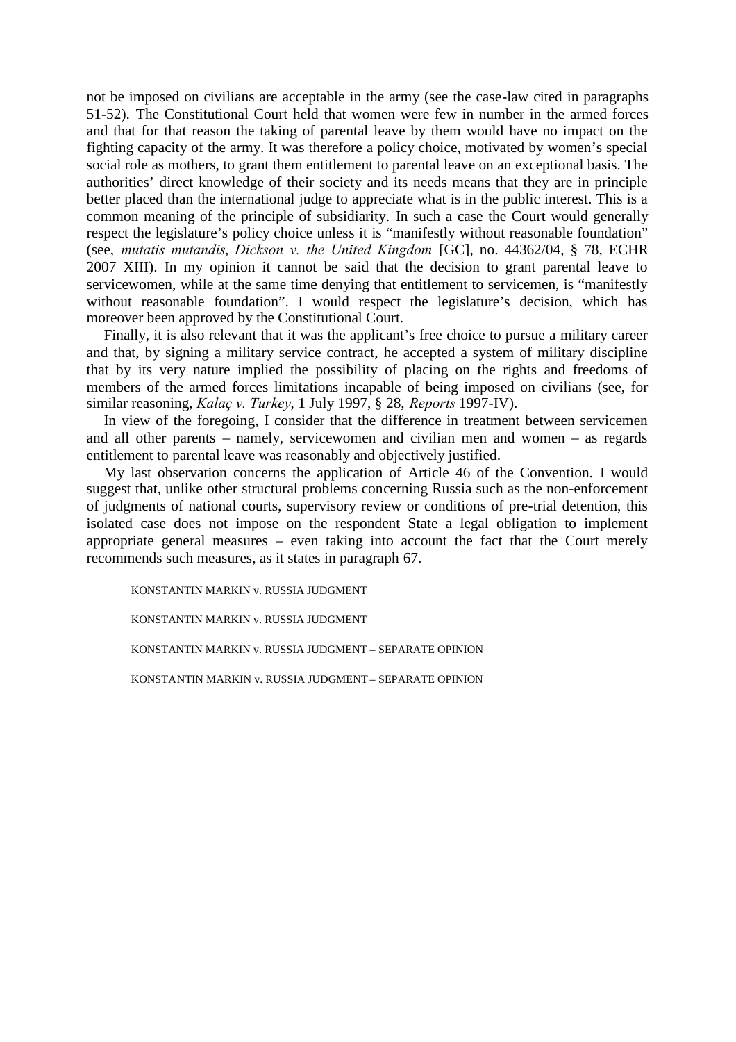not be imposed on civilians are acceptable in the army (see the case-law cited in paragraphs 51-52). The Constitutional Court held that women were few in number in the armed forces and that for that reason the taking of parental leave by them would have no impact on the fighting capacity of the army. It was therefore a policy choice, motivated by women's special social role as mothers, to grant them entitlement to parental leave on an exceptional basis. The authorities' direct knowledge of their society and its needs means that they are in principle better placed than the international judge to appreciate what is in the public interest. This is a common meaning of the principle of subsidiarity. In such a case the Court would generally respect the legislature's policy choice unless it is "manifestly without reasonable foundation" (see, *mutatis mutandis*, *Dickson v. the United Kingdom* [GC], no. 44362/04, § 78, ECHR 2007 XIII). In my opinion it cannot be said that the decision to grant parental leave to servicewomen, while at the same time denying that entitlement to servicemen, is "manifestly without reasonable foundation". I would respect the legislature's decision, which has moreover been approved by the Constitutional Court.

Finally, it is also relevant that it was the applicant's free choice to pursue a military career and that, by signing a military service contract, he accepted a system of military discipline that by its very nature implied the possibility of placing on the rights and freedoms of members of the armed forces limitations incapable of being imposed on civilians (see, for similar reasoning, *Kalaç v. Turkey*, 1 July 1997, § 28, *Reports* 1997-IV).

In view of the foregoing, I consider that the difference in treatment between servicemen and all other parents – namely, servicewomen and civilian men and women – as regards entitlement to parental leave was reasonably and objectively justified.

My last observation concerns the application of Article 46 of the Convention. I would suggest that, unlike other structural problems concerning Russia such as the non-enforcement of judgments of national courts, supervisory review or conditions of pre-trial detention, this isolated case does not impose on the respondent State a legal obligation to implement appropriate general measures – even taking into account the fact that the Court merely recommends such measures, as it states in paragraph 67.